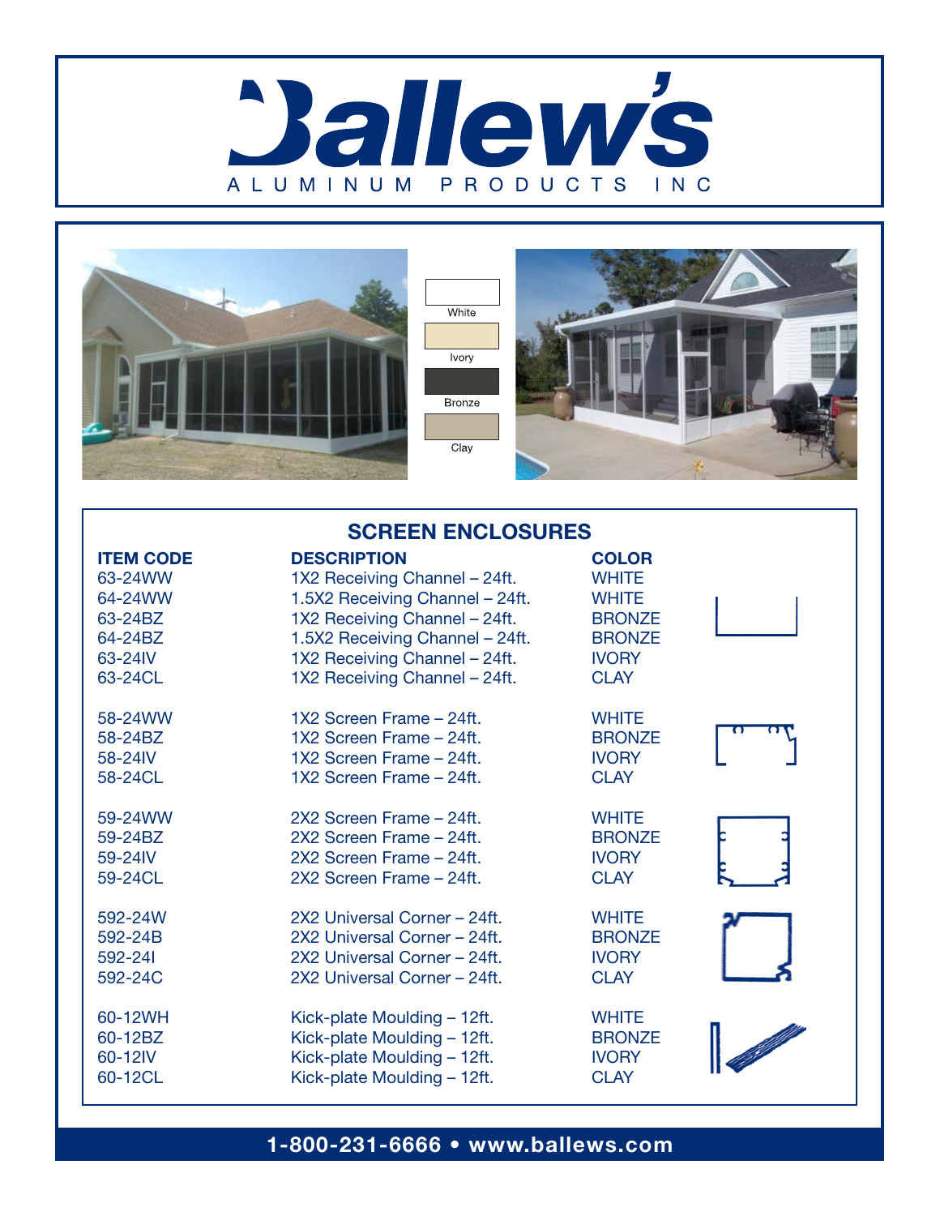# Ballew's

ALUMINUM PRODUCTS INC

White

Ivory

Bronze

Clay

## SCREEN ENCLOSURES

| ITEM CODE | DESCRIPTION | COLOR |
|---|---|---|
| 63-24WW | 1X2 Receiving Channel – 24ft. | WHITE |
| 64-24WW | 1.5X2 Receiving Channel – 24ft. | WHITE |
| 63-24BZ | 1X2 Receiving Channel – 24ft. | BRONZE |
| 64-24BZ | 1.5X2 Receiving Channel – 24ft. | BRONZE |
| 63-24IV | 1X2 Receiving Channel – 24ft. | IVORY |
| 63-24CL | 1X2 Receiving Channel – 24ft. | CLAY |
| 58-24WW | 1X2 Screen Frame – 24ft. | WHITE |
| 58-24BZ | 1X2 Screen Frame – 24ft. | BRONZE |
| 58-24IV | 1X2 Screen Frame – 24ft. | IVORY |
| 58-24CL | 1X2 Screen Frame – 24ft. | CLAY |
| 59-24WW | 2X2 Screen Frame – 24ft. | WHITE |
| 59-24BZ | 2X2 Screen Frame – 24ft. | BRONZE |
| 59-24IV | 2X2 Screen Frame – 24ft. | IVORY |
| 59-24CL | 2X2 Screen Frame – 24ft. | CLAY |
| 592-24W | 2X2 Universal Corner – 24ft. | WHITE |
| 592-24B | 2X2 Universal Corner – 24ft. | BRONZE |
| 592-24I | 2X2 Universal Corner – 24ft. | IVORY |
| 592-24C | 2X2 Universal Corner – 24ft. | CLAY |
| 60-12WH | Kick-plate Moulding – 12ft. | WHITE |
| 60-12BZ | Kick-plate Moulding – 12ft. | BRONZE |
| 60-12IV | Kick-plate Moulding – 12ft. | IVORY |
| 60-12CL | Kick-plate Moulding – 12ft. | CLAY |

**1-800-231-6666 • www.ballews.com**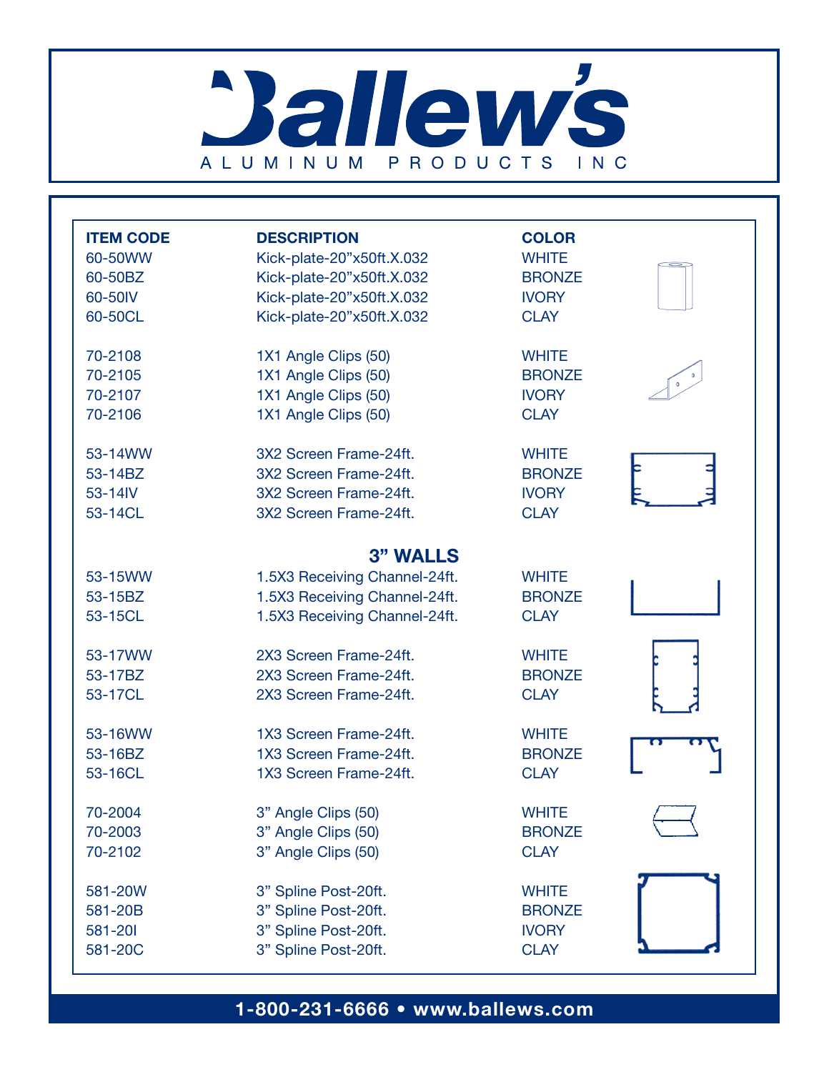# Ballew's

ALUMINUM PRODUCTS INC

| ITEM CODE | DESCRIPTION | COLOR |
|---|---|---|
| 60-50WW | Kick-plate-20"x50ft.X.032 | WHITE |
| 60-50BZ | Kick-plate-20"x50ft.X.032 | BRONZE |
| 60-50IV | Kick-plate-20"x50ft.X.032 | IVORY |
| 60-50CL | Kick-plate-20"x50ft.X.032 | CLAY |
| 70-2108 | 1X1 Angle Clips (50) | WHITE |
| 70-2105 | 1X1 Angle Clips (50) | BRONZE |
| 70-2107 | 1X1 Angle Clips (50) | IVORY |
| 70-2106 | 1X1 Angle Clips (50) | CLAY |
| 53-14WW | 3X2 Screen Frame-24ft. | WHITE |
| 53-14BZ | 3X2 Screen Frame-24ft. | BRONZE |
| 53-14IV | 3X2 Screen Frame-24ft. | IVORY |
| 53-14CL | 3X2 Screen Frame-24ft. | CLAY |
| | **3" WALLS** | |
| 53-15WW | 1.5X3 Receiving Channel-24ft. | WHITE |
| 53-15BZ | 1.5X3 Receiving Channel-24ft. | BRONZE |
| 53-15CL | 1.5X3 Receiving Channel-24ft. | CLAY |
| 53-17WW | 2X3 Screen Frame-24ft. | WHITE |
| 53-17BZ | 2X3 Screen Frame-24ft. | BRONZE |
| 53-17CL | 2X3 Screen Frame-24ft. | CLAY |
| 53-16WW | 1X3 Screen Frame-24ft. | WHITE |
| 53-16BZ | 1X3 Screen Frame-24ft. | BRONZE |
| 53-16CL | 1X3 Screen Frame-24ft. | CLAY |
| 70-2004 | 3" Angle Clips (50) | WHITE |
| 70-2003 | 3" Angle Clips (50) | BRONZE |
| 70-2102 | 3" Angle Clips (50) | CLAY |
| 581-20W | 3" Spline Post-20ft. | WHITE |
| 581-20B | 3" Spline Post-20ft. | BRONZE |
| 581-20I | 3" Spline Post-20ft. | IVORY |
| 581-20C | 3" Spline Post-20ft. | CLAY |

**1-800-231-6666 • www.ballews.com**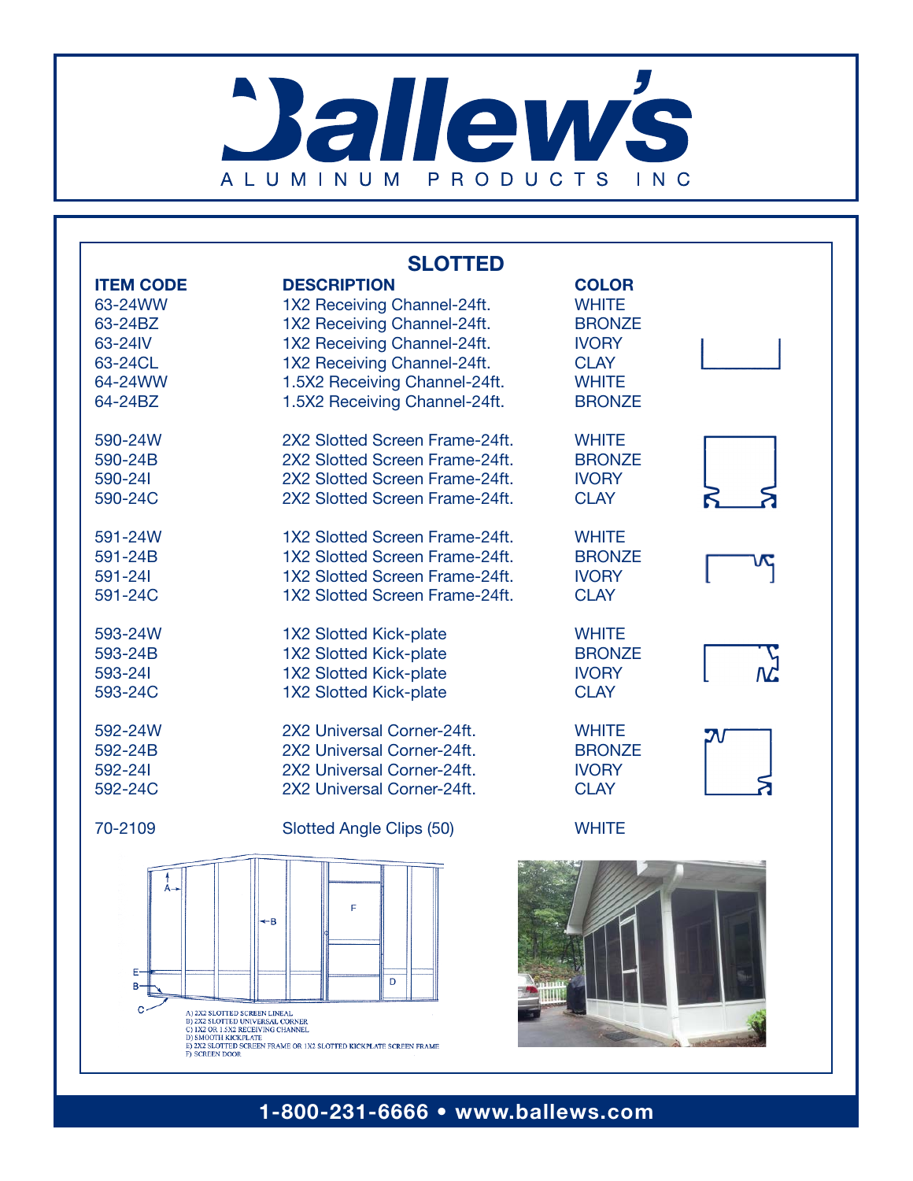# Ballew's

ALUMINUM PRODUCTS INC

## SLOTTED

| ITEM CODE | DESCRIPTION | COLOR |
|---|---|---|
| 63-24WW | 1X2 Receiving Channel-24ft. | WHITE |
| 63-24BZ | 1X2 Receiving Channel-24ft. | BRONZE |
| 63-24IV | 1X2 Receiving Channel-24ft. | IVORY |
| 63-24CL | 1X2 Receiving Channel-24ft. | CLAY |
| 64-24WW | 1.5X2 Receiving Channel-24ft. | WHITE |
| 64-24BZ | 1.5X2 Receiving Channel-24ft. | BRONZE |
| 590-24W | 2X2 Slotted Screen Frame-24ft. | WHITE |
| 590-24B | 2X2 Slotted Screen Frame-24ft. | BRONZE |
| 590-24I | 2X2 Slotted Screen Frame-24ft. | IVORY |
| 590-24C | 2X2 Slotted Screen Frame-24ft. | CLAY |
| 591-24W | 1X2 Slotted Screen Frame-24ft. | WHITE |
| 591-24B | 1X2 Slotted Screen Frame-24ft. | BRONZE |
| 591-24I | 1X2 Slotted Screen Frame-24ft. | IVORY |
| 591-24C | 1X2 Slotted Screen Frame-24ft. | CLAY |
| 593-24W | 1X2 Slotted Kick-plate | WHITE |
| 593-24B | 1X2 Slotted Kick-plate | BRONZE |
| 593-24I | 1X2 Slotted Kick-plate | IVORY |
| 593-24C | 1X2 Slotted Kick-plate | CLAY |
| 592-24W | 2X2 Universal Corner-24ft. | WHITE |
| 592-24B | 2X2 Universal Corner-24ft. | BRONZE |
| 592-24I | 2X2 Universal Corner-24ft. | IVORY |
| 592-24C | 2X2 Universal Corner-24ft. | CLAY |
| 70-2109 | Slotted Angle Clips (50) | WHITE |

A) 2X2 SLOTTED SCREEN LINEAL
B) 2X2 SLOTTED UNIVERSAL CORNER
C) 1X2 OR 1.5X2 RECEIVING CHANNEL
D) SMOOTH KICKPLATE
E) 2X2 SLOTTED SCREEN FRAME OR 1X2 SLOTTED KICKPLATE SCREEN FRAME
F) SCREEN DOOR

1-800-231-6666 • www.ballews.com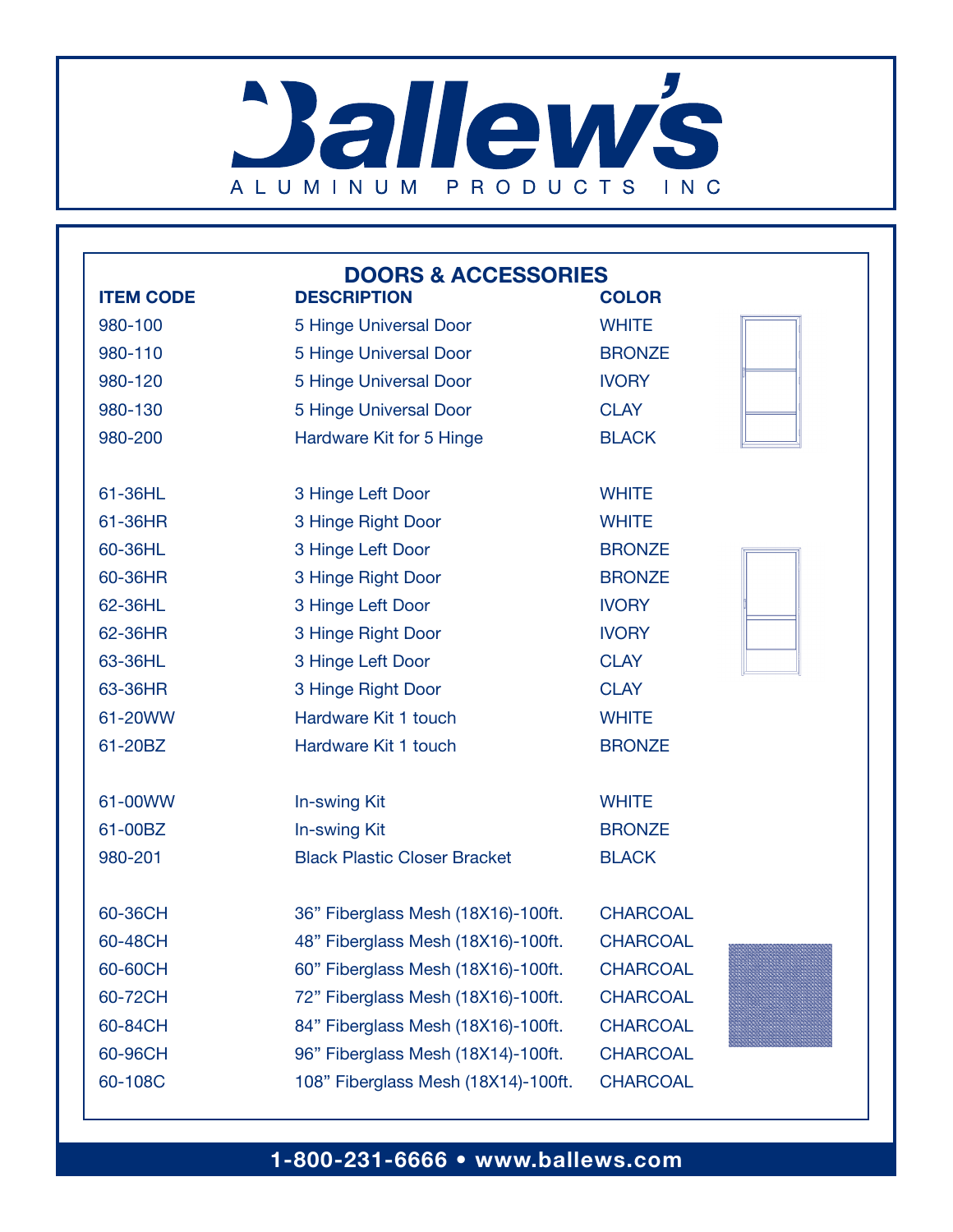# Ballew's

ALUMINUM PRODUCTS INC

## DOORS & ACCESSORIES

| ITEM CODE | DESCRIPTION | COLOR |
|---|---|---|
| 980-100 | 5 Hinge Universal Door | WHITE |
| 980-110 | 5 Hinge Universal Door | BRONZE |
| 980-120 | 5 Hinge Universal Door | IVORY |
| 980-130 | 5 Hinge Universal Door | CLAY |
| 980-200 | Hardware Kit for 5 Hinge | BLACK |
| | | |
| 61-36HL | 3 Hinge Left Door | WHITE |
| 61-36HR | 3 Hinge Right Door | WHITE |
| 60-36HL | 3 Hinge Left Door | BRONZE |
| 60-36HR | 3 Hinge Right Door | BRONZE |
| 62-36HL | 3 Hinge Left Door | IVORY |
| 62-36HR | 3 Hinge Right Door | IVORY |
| 63-36HL | 3 Hinge Left Door | CLAY |
| 63-36HR | 3 Hinge Right Door | CLAY |
| 61-20WW | Hardware Kit 1 touch | WHITE |
| 61-20BZ | Hardware Kit 1 touch | BRONZE |
| | | |
| 61-00WW | In-swing Kit | WHITE |
| 61-00BZ | In-swing Kit | BRONZE |
| 980-201 | Black Plastic Closer Bracket | BLACK |
| | | |
| 60-36CH | 36" Fiberglass Mesh (18X16)-100ft. | CHARCOAL |
| 60-48CH | 48" Fiberglass Mesh (18X16)-100ft. | CHARCOAL |
| 60-60CH | 60" Fiberglass Mesh (18X16)-100ft. | CHARCOAL |
| 60-72CH | 72" Fiberglass Mesh (18X16)-100ft. | CHARCOAL |
| 60-84CH | 84" Fiberglass Mesh (18X16)-100ft. | CHARCOAL |
| 60-96CH | 96" Fiberglass Mesh (18X14)-100ft. | CHARCOAL |
| 60-108C | 108" Fiberglass Mesh (18X14)-100ft. | CHARCOAL |

**1-800-231-6666 • www.ballews.com**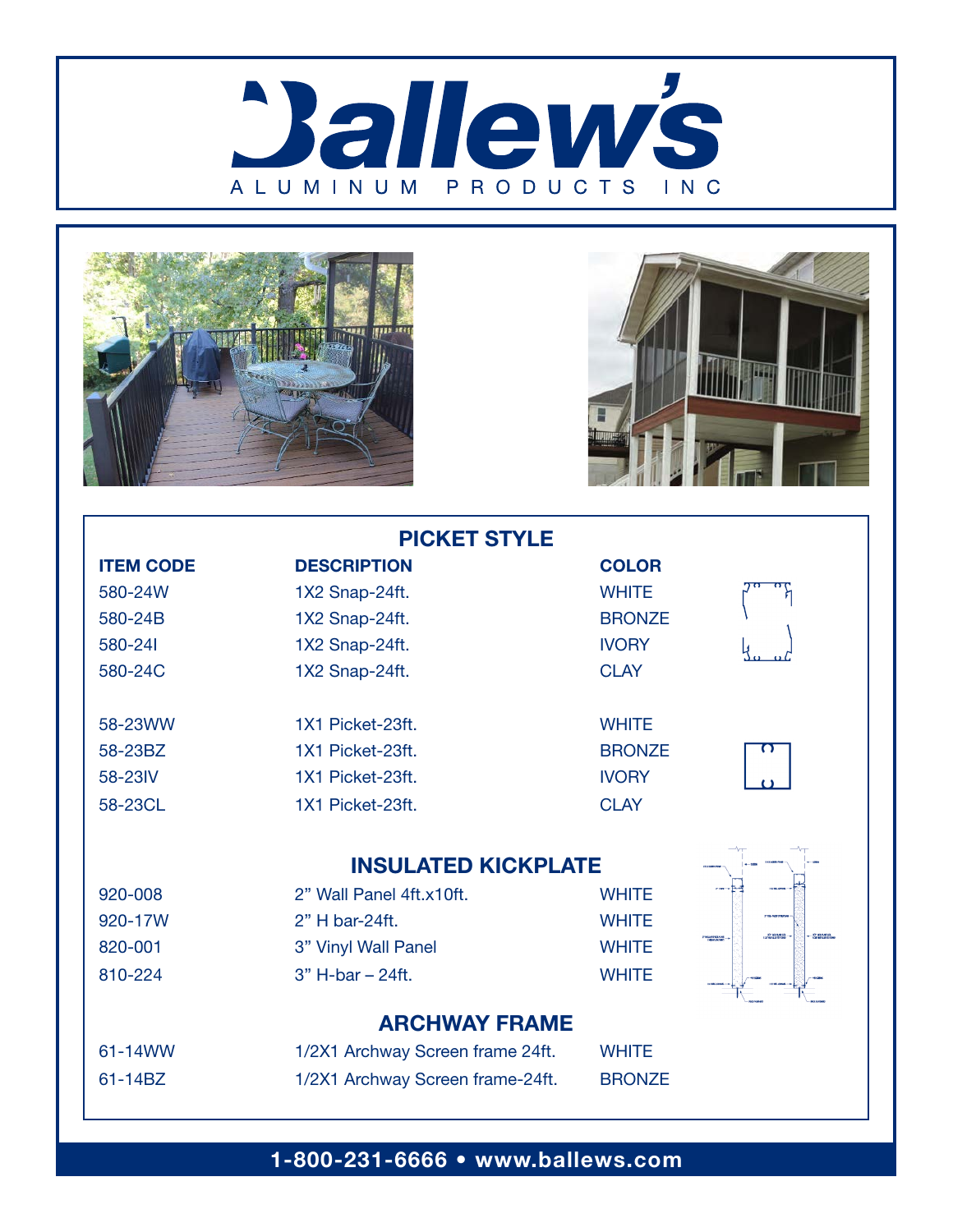# Ballew's

ALUMINUM PRODUCTS INC

## PICKET STYLE

| ITEM CODE | DESCRIPTION | COLOR |
|---|---|---|
| 580-24W | 1X2 Snap-24ft. | WHITE |
| 580-24B | 1X2 Snap-24ft. | BRONZE |
| 580-24I | 1X2 Snap-24ft. | IVORY |
| 580-24C | 1X2 Snap-24ft. | CLAY |
| 58-23WW | 1X1 Picket-23ft. | WHITE |
| 58-23BZ | 1X1 Picket-23ft. | BRONZE |
| 58-23IV | 1X1 Picket-23ft. | IVORY |
| 58-23CL | 1X1 Picket-23ft. | CLAY |

## INSULATED KICKPLATE

| ITEM CODE | DESCRIPTION | COLOR |
|---|---|---|
| 920-008 | 2" Wall Panel 4ft.x10ft. | WHITE |
| 920-17W | 2" H bar-24ft. | WHITE |
| 820-001 | 3" Vinyl Wall Panel | WHITE |
| 810-224 | 3" H-bar – 24ft. | WHITE |

## ARCHWAY FRAME

| ITEM CODE | DESCRIPTION | COLOR |
|---|---|---|
| 61-14WW | 1/2X1 Archway Screen frame 24ft. | WHITE |
| 61-14BZ | 1/2X1 Archway Screen frame-24ft. | BRONZE |

**1-800-231-6666 • www.ballews.com**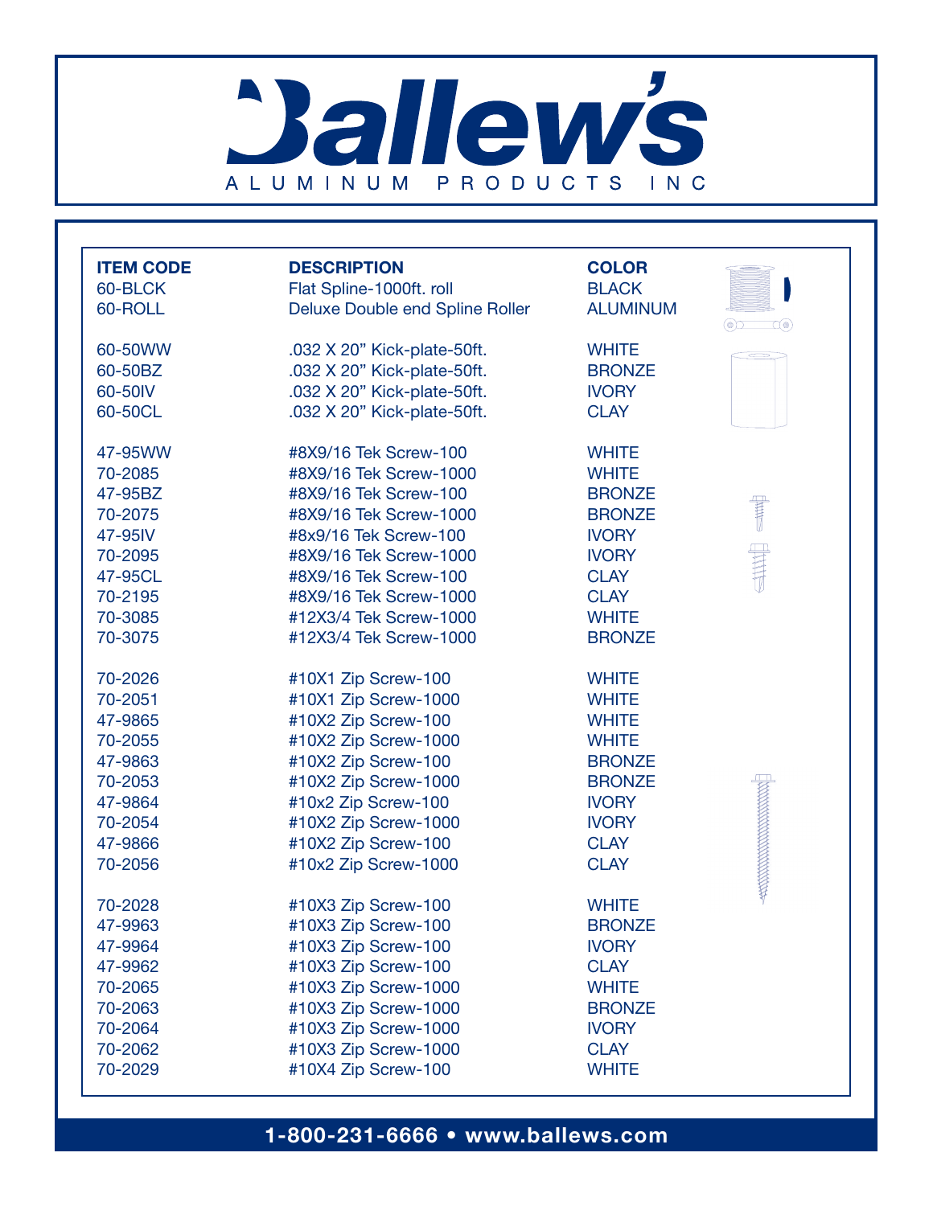# Ballew's

ALUMINUM PRODUCTS INC

| ITEM CODE | DESCRIPTION | COLOR |
|---|---|---|
| 60-BLCK | Flat Spline-1000ft. roll | BLACK |
| 60-ROLL | Deluxe Double end Spline Roller | ALUMINUM |
| | | |
| 60-50WW | .032 X 20" Kick-plate-50ft. | WHITE |
| 60-50BZ | .032 X 20" Kick-plate-50ft. | BRONZE |
| 60-50IV | .032 X 20" Kick-plate-50ft. | IVORY |
| 60-50CL | .032 X 20" Kick-plate-50ft. | CLAY |
| | | |
| 47-95WW | #8X9/16 Tek Screw-100 | WHITE |
| 70-2085 | #8X9/16 Tek Screw-1000 | WHITE |
| 47-95BZ | #8X9/16 Tek Screw-100 | BRONZE |
| 70-2075 | #8X9/16 Tek Screw-1000 | BRONZE |
| 47-95IV | #8x9/16 Tek Screw-100 | IVORY |
| 70-2095 | #8X9/16 Tek Screw-1000 | IVORY |
| 47-95CL | #8X9/16 Tek Screw-100 | CLAY |
| 70-2195 | #8X9/16 Tek Screw-1000 | CLAY |
| 70-3085 | #12X3/4 Tek Screw-1000 | WHITE |
| 70-3075 | #12X3/4 Tek Screw-1000 | BRONZE |
| | | |
| 70-2026 | #10X1 Zip Screw-100 | WHITE |
| 70-2051 | #10X1 Zip Screw-1000 | WHITE |
| 47-9865 | #10X2 Zip Screw-100 | WHITE |
| 70-2055 | #10X2 Zip Screw-1000 | WHITE |
| 47-9863 | #10X2 Zip Screw-100 | BRONZE |
| 70-2053 | #10X2 Zip Screw-1000 | BRONZE |
| 47-9864 | #10x2 Zip Screw-100 | IVORY |
| 70-2054 | #10X2 Zip Screw-1000 | IVORY |
| 47-9866 | #10X2 Zip Screw-100 | CLAY |
| 70-2056 | #10x2 Zip Screw-1000 | CLAY |
| | | |
| 70-2028 | #10X3 Zip Screw-100 | WHITE |
| 47-9963 | #10X3 Zip Screw-100 | BRONZE |
| 47-9964 | #10X3 Zip Screw-100 | IVORY |
| 47-9962 | #10X3 Zip Screw-100 | CLAY |
| 70-2065 | #10X3 Zip Screw-1000 | WHITE |
| 70-2063 | #10X3 Zip Screw-1000 | BRONZE |
| 70-2064 | #10X3 Zip Screw-1000 | IVORY |
| 70-2062 | #10X3 Zip Screw-1000 | CLAY |
| 70-2029 | #10X4 Zip Screw-100 | WHITE |

**1-800-231-6666 • www.ballews.com**